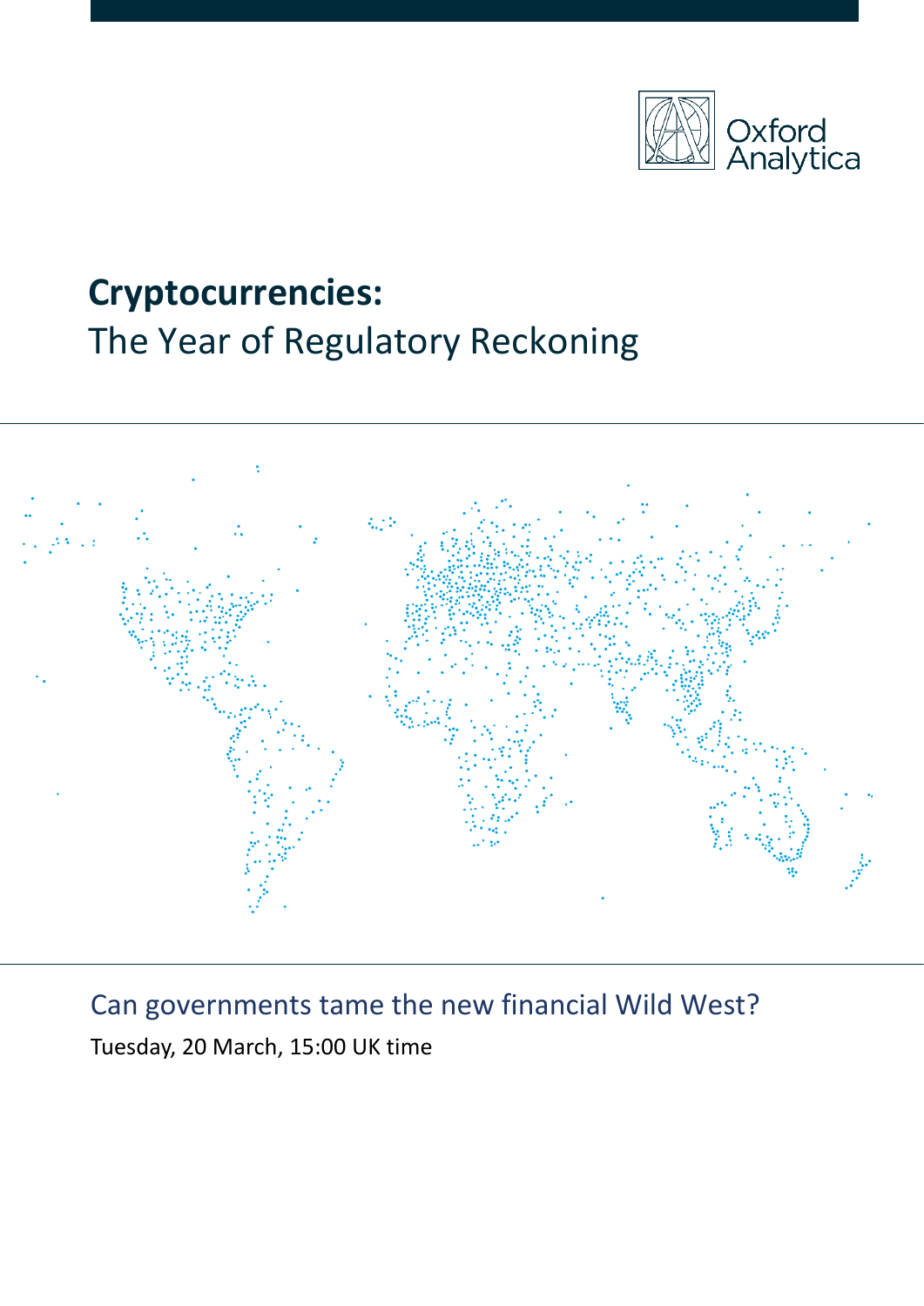Oxford Analytica

# **Cryptocurrencies:**
## The Year of Regulatory Reckoning

Can governments tame the new financial Wild West?

Tuesday, 20 March, 15:00 UK time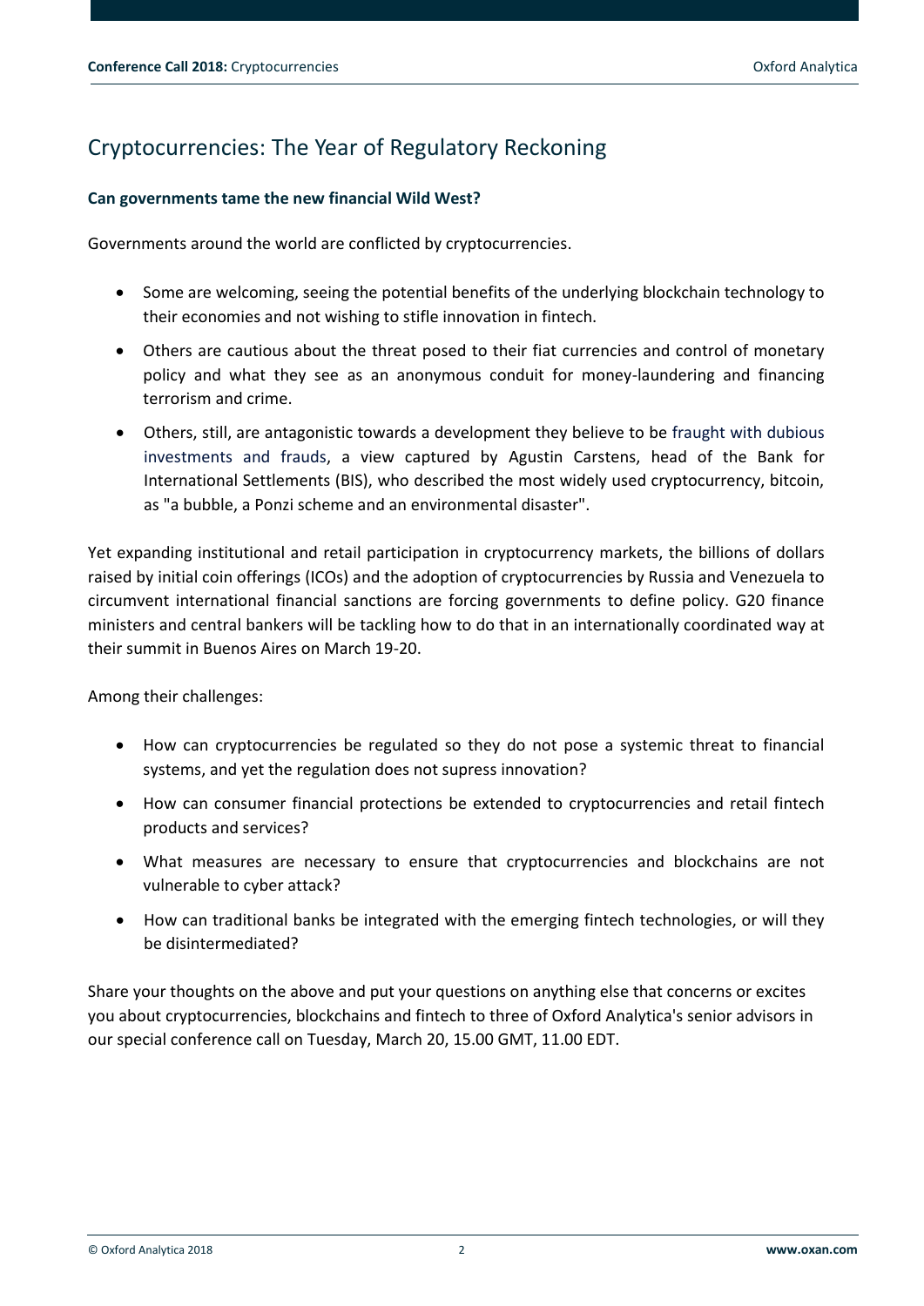# Cryptocurrencies: The Year of Regulatory Reckoning

**Can governments tame the new financial Wild West?**

Governments around the world are conflicted by cryptocurrencies.

- Some are welcoming, seeing the potential benefits of the underlying blockchain technology to their economies and not wishing to stifle innovation in fintech.
- Others are cautious about the threat posed to their fiat currencies and control of monetary policy and what they see as an anonymous conduit for money-laundering and financing terrorism and crime.
- Others, still, are antagonistic towards a development they believe to be fraught with dubious investments and frauds, a view captured by Agustin Carstens, head of the Bank for International Settlements (BIS), who described the most widely used cryptocurrency, bitcoin, as "a bubble, a Ponzi scheme and an environmental disaster".

Yet expanding institutional and retail participation in cryptocurrency markets, the billions of dollars raised by initial coin offerings (ICOs) and the adoption of cryptocurrencies by Russia and Venezuela to circumvent international financial sanctions are forcing governments to define policy. G20 finance ministers and central bankers will be tackling how to do that in an internationally coordinated way at their summit in Buenos Aires on March 19-20.

Among their challenges:

- How can cryptocurrencies be regulated so they do not pose a systemic threat to financial systems, and yet the regulation does not supress innovation?
- How can consumer financial protections be extended to cryptocurrencies and retail fintech products and services?
- What measures are necessary to ensure that cryptocurrencies and blockchains are not vulnerable to cyber attack?
- How can traditional banks be integrated with the emerging fintech technologies, or will they be disintermediated?

Share your thoughts on the above and put your questions on anything else that concerns or excites you about cryptocurrencies, blockchains and fintech to three of Oxford Analytica's senior advisors in our special conference call on Tuesday, March 20, 15.00 GMT, 11.00 EDT.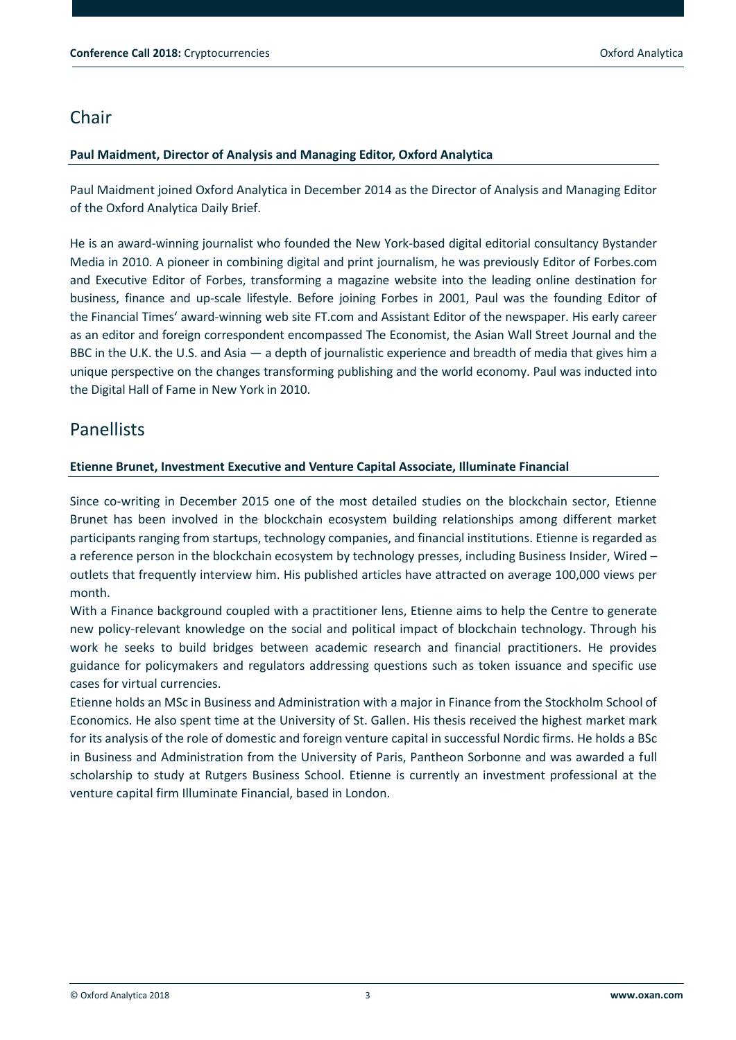## Chair

**Paul Maidment, Director of Analysis and Managing Editor, Oxford Analytica**

Paul Maidment joined Oxford Analytica in December 2014 as the Director of Analysis and Managing Editor of the Oxford Analytica Daily Brief.

He is an award-winning journalist who founded the New York-based digital editorial consultancy Bystander Media in 2010. A pioneer in combining digital and print journalism, he was previously Editor of Forbes.com and Executive Editor of Forbes, transforming a magazine website into the leading online destination for business, finance and up-scale lifestyle. Before joining Forbes in 2001, Paul was the founding Editor of the Financial Times' award-winning web site FT.com and Assistant Editor of the newspaper. His early career as an editor and foreign correspondent encompassed The Economist, the Asian Wall Street Journal and the BBC in the U.K. the U.S. and Asia — a depth of journalistic experience and breadth of media that gives him a unique perspective on the changes transforming publishing and the world economy. Paul was inducted into the Digital Hall of Fame in New York in 2010.

## Panellists

**Etienne Brunet, Investment Executive and Venture Capital Associate, Illuminate Financial**

Since co-writing in December 2015 one of the most detailed studies on the blockchain sector, Etienne Brunet has been involved in the blockchain ecosystem building relationships among different market participants ranging from startups, technology companies, and financial institutions. Etienne is regarded as a reference person in the blockchain ecosystem by technology presses, including Business Insider, Wired – outlets that frequently interview him. His published articles have attracted on average 100,000 views per month.

With a Finance background coupled with a practitioner lens, Etienne aims to help the Centre to generate new policy-relevant knowledge on the social and political impact of blockchain technology. Through his work he seeks to build bridges between academic research and financial practitioners. He provides guidance for policymakers and regulators addressing questions such as token issuance and specific use cases for virtual currencies.

Etienne holds an MSc in Business and Administration with a major in Finance from the Stockholm School of Economics. He also spent time at the University of St. Gallen. His thesis received the highest market mark for its analysis of the role of domestic and foreign venture capital in successful Nordic firms. He holds a BSc in Business and Administration from the University of Paris, Pantheon Sorbonne and was awarded a full scholarship to study at Rutgers Business School. Etienne is currently an investment professional at the venture capital firm Illuminate Financial, based in London.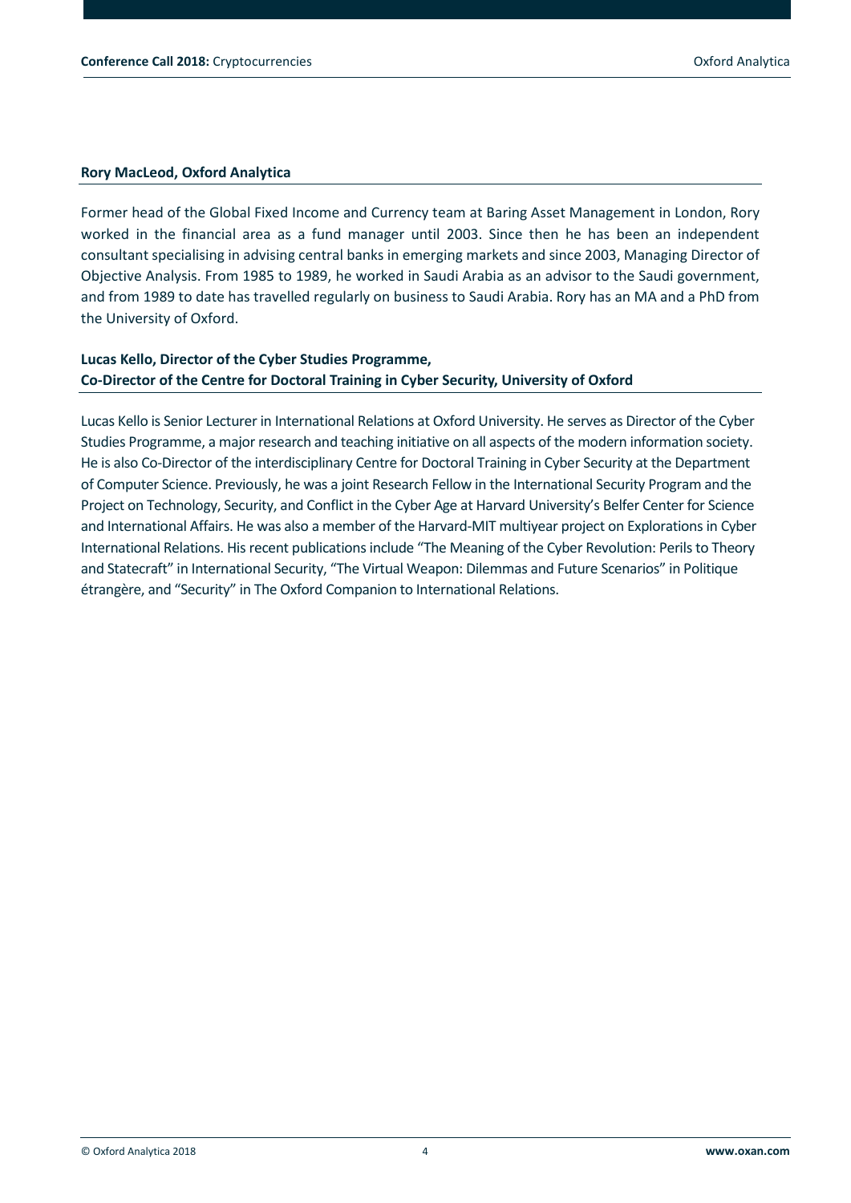**Rory MacLeod, Oxford Analytica**

Former head of the Global Fixed Income and Currency team at Baring Asset Management in London, Rory worked in the financial area as a fund manager until 2003. Since then he has been an independent consultant specialising in advising central banks in emerging markets and since 2003, Managing Director of Objective Analysis. From 1985 to 1989, he worked in Saudi Arabia as an advisor to the Saudi government, and from 1989 to date has travelled regularly on business to Saudi Arabia. Rory has an MA and a PhD from the University of Oxford.

**Lucas Kello, Director of the Cyber Studies Programme,**
**Co-Director of the Centre for Doctoral Training in Cyber Security, University of Oxford**

Lucas Kello is Senior Lecturer in International Relations at Oxford University. He serves as Director of the Cyber Studies Programme, a major research and teaching initiative on all aspects of the modern information society. He is also Co-Director of the interdisciplinary Centre for Doctoral Training in Cyber Security at the Department of Computer Science. Previously, he was a joint Research Fellow in the International Security Program and the Project on Technology, Security, and Conflict in the Cyber Age at Harvard University's Belfer Center for Science and International Affairs. He was also a member of the Harvard-MIT multiyear project on Explorations in Cyber International Relations. His recent publications include "The Meaning of the Cyber Revolution: Perils to Theory and Statecraft" in International Security, "The Virtual Weapon: Dilemmas and Future Scenarios" in Politique étrangère, and "Security" in The Oxford Companion to International Relations.